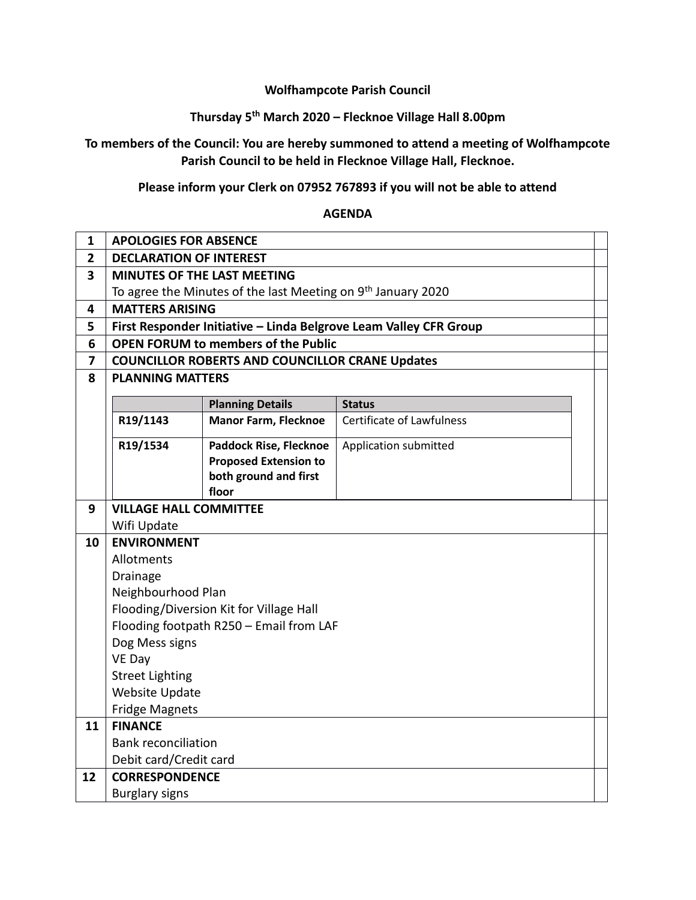**Wolfhampcote Parish Council**

**Thursday 5th March 2020 – Flecknoe Village Hall 8.00pm**

**To members of the Council: You are hereby summoned to attend a meeting of Wolfhampcote Parish Council to be held in Flecknoe Village Hall, Flecknoe.**

**Please inform your Clerk on 07952 767893 if you will not be able to attend**

**AGENDA**

| | | |
|---|---|---|
| **1** | **APOLOGIES FOR ABSENCE** | |
| **2** | **DECLARATION OF INTEREST** | |
| **3** | **MINUTES OF THE LAST MEETING**<br>To agree the Minutes of the last Meeting on 9th January 2020 | |
| **4** | **MATTERS ARISING** | |
| **5** | **First Responder Initiative – Linda Belgrove Leam Valley CFR Group** | |
| **6** | **OPEN FORUM to members of the Public** | |
| **7** | **COUNCILLOR ROBERTS AND COUNCILLOR CRANE Updates** | |
| **8** | **PLANNING MATTERS** | |
| **9** | **VILLAGE HALL COMMITTEE**<br>Wifi Update | |
| **10** | **ENVIRONMENT**<br>Allotments<br>Drainage<br>Neighbourhood Plan<br>Flooding/Diversion Kit for Village Hall<br>Flooding footpath R250 – Email from LAF<br>Dog Mess signs<br>VE Day<br>Street Lighting<br>Website Update<br>Fridge Magnets | |
| **11** | **FINANCE**<br>Bank reconciliation<br>Debit card/Credit card | |
| **12** | **CORRESPONDENCE**<br>Burglary signs | |

Planning Matters:

| | Planning Details | Status |
|---|---|---|
| R19/1143 | **Manor Farm, Flecknoe** | Certificate of Lawfulness |
| R19/1534 | **Paddock Rise, Flecknoe Proposed Extension to both ground and first floor** | Application submitted |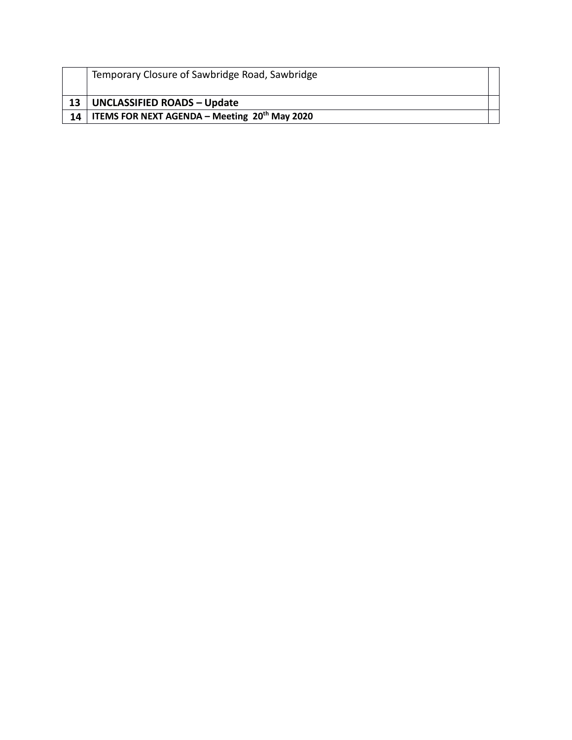| | | |
|---|---|---|
| | Temporary Closure of Sawbridge Road, Sawbridge | |
| **13** | **UNCLASSIFIED ROADS – Update** | |
| **14** | **ITEMS FOR NEXT AGENDA – Meeting 20th May 2020** | |